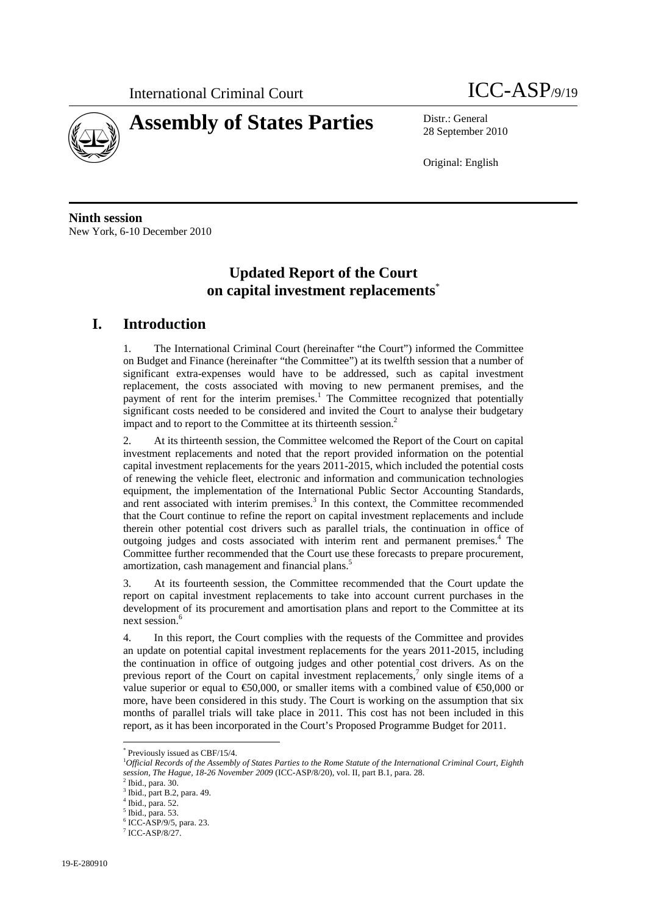International Criminal Court

ICC-ASP/9/19

# Assembly of States Parties

Distr.: General
28 September 2010

Original: English

**Ninth session**
New York, 6-10 December 2010

## Updated Report of the Court on capital investment replacements*

## I. Introduction

1. The International Criminal Court (hereinafter "the Court") informed the Committee on Budget and Finance (hereinafter "the Committee") at its twelfth session that a number of significant extra-expenses would have to be addressed, such as capital investment replacement, the costs associated with moving to new permanent premises, and the payment of rent for the interim premises.[1] The Committee recognized that potentially significant costs needed to be considered and invited the Court to analyse their budgetary impact and to report to the Committee at its thirteenth session.[2]

2. At its thirteenth session, the Committee welcomed the Report of the Court on capital investment replacements and noted that the report provided information on the potential capital investment replacements for the years 2011-2015, which included the potential costs of renewing the vehicle fleet, electronic and information and communication technologies equipment, the implementation of the International Public Sector Accounting Standards, and rent associated with interim premises.[3] In this context, the Committee recommended that the Court continue to refine the report on capital investment replacements and include therein other potential cost drivers such as parallel trials, the continuation in office of outgoing judges and costs associated with interim rent and permanent premises.[4] The Committee further recommended that the Court use these forecasts to prepare procurement, amortization, cash management and financial plans.[5]

3. At its fourteenth session, the Committee recommended that the Court update the report on capital investment replacements to take into account current purchases in the development of its procurement and amortisation plans and report to the Committee at its next session.[6]

4. In this report, the Court complies with the requests of the Committee and provides an update on potential capital investment replacements for the years 2011-2015, including the continuation in office of outgoing judges and other potential cost drivers. As on the previous report of the Court on capital investment replacements,[7] only single items of a value superior or equal to €50,000, or smaller items with a combined value of €50,000 or more, have been considered in this study. The Court is working on the assumption that six months of parallel trials will take place in 2011. This cost has not been included in this report, as it has been incorporated in the Court's Proposed Programme Budget for 2011.

---

\* Previously issued as CBF/15/4.

[1] *Official Records of the Assembly of States Parties to the Rome Statute of the International Criminal Court, Eighth session, The Hague, 18-26 November 2009* (ICC-ASP/8/20), vol. II, part B.1, para. 28.

[2] Ibid., para. 30.

[3] Ibid., part B.2, para. 49.

[4] Ibid., para. 52.

[5] Ibid., para. 53.

[6] ICC-ASP/9/5, para. 23.

[7] ICC-ASP/8/27.

19-E-280910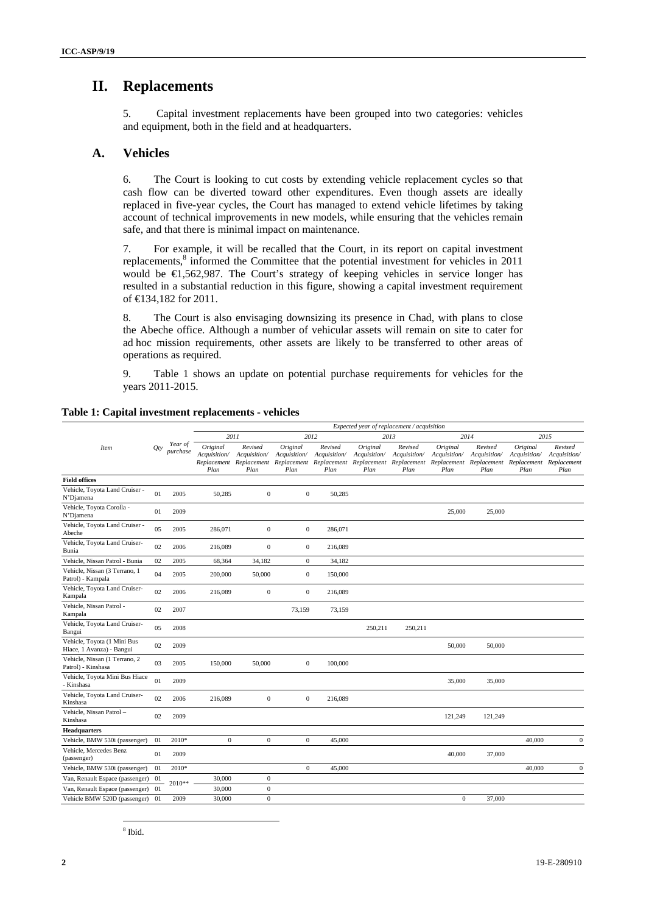# II. Replacements

5. Capital investment replacements have been grouped into two categories: vehicles and equipment, both in the field and at headquarters.

## A. Vehicles

6. The Court is looking to cut costs by extending vehicle replacement cycles so that cash flow can be diverted toward other expenditures. Even though assets are ideally replaced in five-year cycles, the Court has managed to extend vehicle lifetimes by taking account of technical improvements in new models, while ensuring that the vehicles remain safe, and that there is minimal impact on maintenance.

7. For example, it will be recalled that the Court, in its report on capital investment replacements,[8] informed the Committee that the potential investment for vehicles in 2011 would be €1,562,987. The Court's strategy of keeping vehicles in service longer has resulted in a substantial reduction in this figure, showing a capital investment requirement of €134,182 for 2011.

8. The Court is also envisaging downsizing its presence in Chad, with plans to close the Abeche office. Although a number of vehicular assets will remain on site to cater for ad hoc mission requirements, other assets are likely to be transferred to other areas of operations as required.

9. Table 1 shows an update on potential purchase requirements for vehicles for the years 2011-2015.

**Table 1: Capital investment replacements - vehicles**

| Item | Qty | Year of purchase | *Expected year of replacement / acquisition* | | | | | | | | | |
|---|---|---|---|---|---|---|---|---|---|---|---|---|
| | | | 2011 | | 2012 | | 2013 | | 2014 | | 2015 | |
| | | | *Original Acquisition/ Replacement Plan* | *Revised Acquisition/ Replacement Plan* | *Original Acquisition/ Replacement Plan* | *Revised Acquisition/ Replacement Plan* | *Original Acquisition/ Replacement Plan* | *Revised Acquisition/ Replacement Plan* | *Original Acquisition/ Replacement Plan* | *Revised Acquisition/ Replacement Plan* | *Original Acquisition/ Replacement Plan* | *Revised Acquisition/ Replacement Plan* |
| **Field offices** | | | | | | | | | | | | |
| Vehicle, Toyota Land Cruiser - N'Djamena | 01 | 2005 | 50,285 | 0 | 0 | 50,285 | | | | | | |
| Vehicle, Toyota Corolla - N'Djamena | 01 | 2009 | | | | | | | 25,000 | 25,000 | | |
| Vehicle, Toyota Land Cruiser - Abeche | 05 | 2005 | 286,071 | 0 | 0 | 286,071 | | | | | | |
| Vehicle, Toyota Land Cruiser- Bunia | 02 | 2006 | 216,089 | 0 | 0 | 216,089 | | | | | | |
| Vehicle, Nissan Patrol - Bunia | 02 | 2005 | 68,364 | 34,182 | 0 | 34,182 | | | | | | |
| Vehicle, Nissan (3 Terrano, 1 Patrol) - Kampala | 04 | 2005 | 200,000 | 50,000 | 0 | 150,000 | | | | | | |
| Vehicle, Toyota Land Cruiser- Kampala | 02 | 2006 | 216,089 | 0 | 0 | 216,089 | | | | | | |
| Vehicle, Nissan Patrol - Kampala | 02 | 2007 | | | 73,159 | 73,159 | | | | | | |
| Vehicle, Toyota Land Cruiser- Bangui | 05 | 2008 | | | | | 250,211 | 250,211 | | | | |
| Vehicle, Toyota (1 Mini Bus Hiace, 1 Avanza) - Bangui | 02 | 2009 | | | | | | | 50,000 | 50,000 | | |
| Vehicle, Nissan (1 Terrano, 2 Patrol) - Kinshasa | 03 | 2005 | 150,000 | 50,000 | 0 | 100,000 | | | | | | |
| Vehicle, Toyota Mini Bus Hiace - Kinshasa | 01 | 2009 | | | | | | | 35,000 | 35,000 | | |
| Vehicle, Toyota Land Cruiser- Kinshasa | 02 | 2006 | 216,089 | 0 | 0 | 216,089 | | | | | | |
| Vehicle, Nissan Patrol – Kinshasa | 02 | 2009 | | | | | | | 121,249 | 121,249 | | |
| **Headquarters** | | | | | | | | | | | | |
| Vehicle, BMW 530i (passenger) | 01 | 2010* | 0 | 0 | 0 | 45,000 | | | | | 40,000 | 0 |
| Vehicle, Mercedes Benz (passenger) | 01 | 2009 | | | | | | | 40,000 | 37,000 | | |
| Vehicle, BMW 530i (passenger) | 01 | 2010* | | | 0 | 45,000 | | | | | 40,000 | 0 |
| Van, Renault Espace (passenger) | 01 | 2010** | 30,000 | 0 | | | | | | | | |
| Van, Renault Espace (passenger) | 01 | 2010** | 30,000 | 0 | | | | | | | | |
| Vehicle BMW 520D (passenger) | 01 | 2009 | 30,000 | 0 | | | | | 0 | 37,000 | | |

[8] Ibid.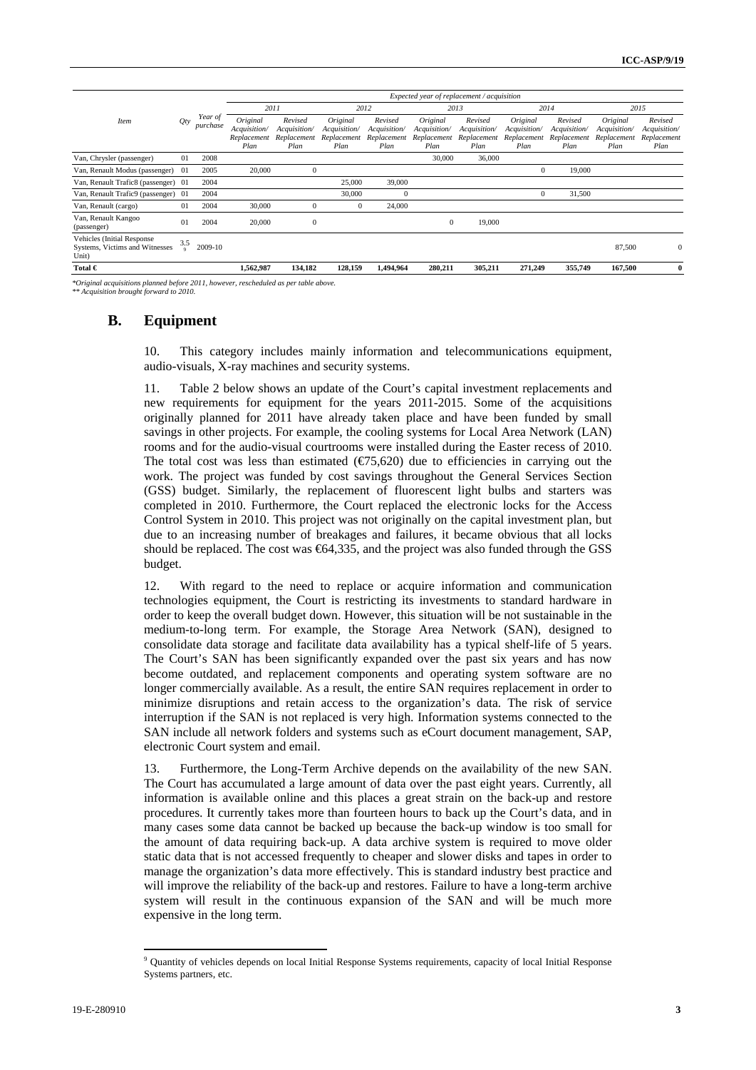| Item | Qty | Year of purchase | Expected year of replacement / acquisition | | | | | | | | | |
|---|---|---|---|---|---|---|---|---|---|---|---|---|
| | | | 2011 | | 2012 | | 2013 | | 2014 | | 2015 | |
| | | | *Original Acquisition/ Replacement Plan* | *Revised Acquisition/ Replacement Plan* | *Original Acquisition/ Replacement Plan* | *Revised Acquisition/ Replacement Plan* | *Original Acquisition/ Replacement Plan* | *Revised Acquisition/ Replacement Plan* | *Original Acquisition/ Replacement Plan* | *Revised Acquisition/ Replacement Plan* | *Original Acquisition/ Replacement Plan* | *Revised Acquisition/ Replacement Plan* |
| Van, Chrysler (passenger) | 01 | 2008 | | | | | 30,000 | 36,000 | | | | |
| Van, Renault Modus (passenger) | 01 | 2005 | 20,000 | 0 | | | | | 0 | 19,000 | | |
| Van, Renault Trafic8 (passenger) | 01 | 2004 | | | 25,000 | 39,000 | | | | | | |
| Van, Renault Trafic9 (passenger) | 01 | 2004 | | | 30,000 | 0 | | | 0 | 31,500 | | |
| Van, Renault (cargo) | 01 | 2004 | 30,000 | 0 | 0 | 24,000 | | | | | | |
| Van, Renault Kangoo (passenger) | 01 | 2004 | 20,000 | 0 | | | 0 | 19,000 | | | | |
| Vehicles (Initial Response Systems, Victims and Witnesses Unit) | 3.5[9] | 2009-10 | | | | | | | | | 87,500 | 0 |
| **Total €** | | | **1,562,987** | **134,182** | **128,159** | **1,494,964** | **280,211** | **305,211** | **271,249** | **355,749** | **167,500** | **0** |

*\*Original acquisitions planned before 2011, however, rescheduled as per table above.*
*\*\* Acquisition brought forward to 2010.*

## B. Equipment

10. This category includes mainly information and telecommunications equipment, audio-visuals, X-ray machines and security systems.

11. Table 2 below shows an update of the Court's capital investment replacements and new requirements for equipment for the years 2011-2015. Some of the acquisitions originally planned for 2011 have already taken place and have been funded by small savings in other projects. For example, the cooling systems for Local Area Network (LAN) rooms and for the audio-visual courtrooms were installed during the Easter recess of 2010. The total cost was less than estimated (€75,620) due to efficiencies in carrying out the work. The project was funded by cost savings throughout the General Services Section (GSS) budget. Similarly, the replacement of fluorescent light bulbs and starters was completed in 2010. Furthermore, the Court replaced the electronic locks for the Access Control System in 2010. This project was not originally on the capital investment plan, but due to an increasing number of breakages and failures, it became obvious that all locks should be replaced. The cost was €64,335, and the project was also funded through the GSS budget.

12. With regard to the need to replace or acquire information and communication technologies equipment, the Court is restricting its investments to standard hardware in order to keep the overall budget down. However, this situation will be not sustainable in the medium-to-long term. For example, the Storage Area Network (SAN), designed to consolidate data storage and facilitate data availability has a typical shelf-life of 5 years. The Court's SAN has been significantly expanded over the past six years and has now become outdated, and replacement components and operating system software are no longer commercially available. As a result, the entire SAN requires replacement in order to minimize disruptions and retain access to the organization's data. The risk of service interruption if the SAN is not replaced is very high. Information systems connected to the SAN include all network folders and systems such as eCourt document management, SAP, electronic Court system and email.

13. Furthermore, the Long-Term Archive depends on the availability of the new SAN. The Court has accumulated a large amount of data over the past eight years. Currently, all information is available online and this places a great strain on the back-up and restore procedures. It currently takes more than fourteen hours to back up the Court's data, and in many cases some data cannot be backed up because the back-up window is too small for the amount of data requiring back-up. A data archive system is required to move older static data that is not accessed frequently to cheaper and slower disks and tapes in order to manage the organization's data more effectively. This is standard industry best practice and will improve the reliability of the back-up and restores. Failure to have a long-term archive system will result in the continuous expansion of the SAN and will be much more expensive in the long term.

[9] Quantity of vehicles depends on local Initial Response Systems requirements, capacity of local Initial Response Systems partners, etc.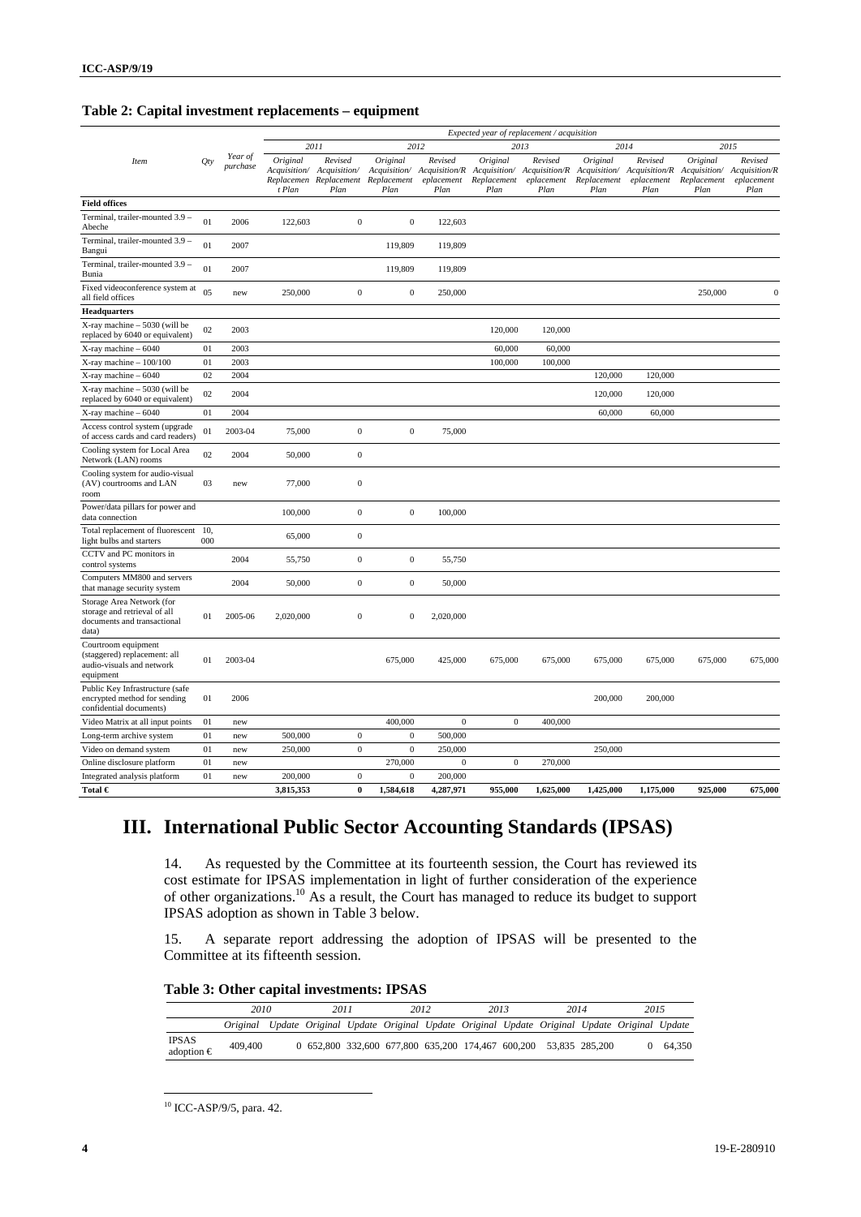**Table 2: Capital investment replacements – equipment**

| Item | Qty | Year of purchase | Expected year of replacement / acquisition | | | | | | | | | |
|---|---|---|---|---|---|---|---|---|---|---|---|---|
| | | | 2011 | | 2012 | | 2013 | | 2014 | | 2015 | |
| | | | *Original Acquisition/ Replacement Plan* | *Revised Acquisition/ Replacement Plan* | *Original Acquisition/ Replacement Plan* | *Revised Acquisition/Replacement Plan* | *Original Acquisition/ Replacement Plan* | *Revised Acquisition/Replacement Plan* | *Original Acquisition/ Replacement Plan* | *Revised Acquisition/Replacement Plan* | *Original Acquisition/ Replacement Plan* | *Revised Acquisition/Replacement Plan* |
| **Field offices** | | | | | | | | | | | | |
| Terminal, trailer-mounted 3.9 – Abeche | 01 | 2006 | 122,603 | 0 | 0 | 122,603 | | | | | | |
| Terminal, trailer-mounted 3.9 – Bangui | 01 | 2007 | | | 119,809 | 119,809 | | | | | | |
| Terminal, trailer-mounted 3.9 – Bunia | 01 | 2007 | | | 119,809 | 119,809 | | | | | | |
| Fixed videoconference system at all field offices | 05 | new | 250,000 | 0 | 0 | 250,000 | | | | | 250,000 | 0 |
| **Headquarters** | | | | | | | | | | | | |
| X-ray machine – 5030 (will be replaced by 6040 or equivalent) | 02 | 2003 | | | | | 120,000 | 120,000 | | | | |
| X-ray machine – 6040 | 01 | 2003 | | | | | 60,000 | 60,000 | | | | |
| X-ray machine – 100/100 | 01 | 2003 | | | | | 100,000 | 100,000 | | | | |
| X-ray machine – 6040 | 02 | 2004 | | | | | | | 120,000 | 120,000 | | |
| X-ray machine – 5030 (will be replaced by 6040 or equivalent) | 02 | 2004 | | | | | | | 120,000 | 120,000 | | |
| X-ray machine – 6040 | 01 | 2004 | | | | | | | 60,000 | 60,000 | | |
| Access control system (upgrade of access cards and card readers) | 01 | 2003-04 | 75,000 | 0 | 0 | 75,000 | | | | | | |
| Cooling system for Local Area Network (LAN) rooms | 02 | 2004 | 50,000 | 0 | | | | | | | | |
| Cooling system for audio-visual (AV) courtrooms and LAN room | 03 | new | 77,000 | 0 | | | | | | | | |
| Power/data pillars for power and data connection | | | 100,000 | 0 | 0 | 100,000 | | | | | | |
| Total replacement of fluorescent light bulbs and starters | 10,000 | | 65,000 | 0 | | | | | | | | |
| CCTV and PC monitors in control systems | | 2004 | 55,750 | 0 | 0 | 55,750 | | | | | | |
| Computers MM800 and servers that manage security system | | 2004 | 50,000 | 0 | 0 | 50,000 | | | | | | |
| Storage Area Network (for storage and retrieval of all documents and transactional data) | 01 | 2005-06 | 2,020,000 | 0 | 0 | 2,020,000 | | | | | | |
| Courtroom equipment (staggered) replacement: all audio-visuals and network equipment | 01 | 2003-04 | | | 675,000 | 425,000 | 675,000 | 675,000 | 675,000 | 675,000 | 675,000 | 675,000 |
| Public Key Infrastructure (safe encrypted method for sending confidential documents) | 01 | 2006 | | | | | | | 200,000 | 200,000 | | |
| Video Matrix at all input points | 01 | new | | | 400,000 | 0 | 0 | 400,000 | | | | |
| Long-term archive system | 01 | new | 500,000 | 0 | 0 | 500,000 | | | | | | |
| Video on demand system | 01 | new | 250,000 | 0 | 0 | 250,000 | | | 250,000 | | | |
| Online disclosure platform | 01 | new | | | 270,000 | 0 | 0 | 270,000 | | | | |
| Integrated analysis platform | 01 | new | 200,000 | 0 | 0 | 200,000 | | | | | | |
| **Total €** | | | **3,815,353** | **0** | **1,584,618** | **4,287,971** | **955,000** | **1,625,000** | **1,425,000** | **1,175,000** | **925,000** | **675,000** |

# III. International Public Sector Accounting Standards (IPSAS)

14. As requested by the Committee at its fourteenth session, the Court has reviewed its cost estimate for IPSAS implementation in light of further consideration of the experience of other organizations.[10] As a result, the Court has managed to reduce its budget to support IPSAS adoption as shown in Table 3 below.

15. A separate report addressing the adoption of IPSAS will be presented to the Committee at its fifteenth session.

**Table 3: Other capital investments: IPSAS**

| | 2010 | | 2011 | | 2012 | | 2013 | | 2014 | | 2015 | |
|---|---|---|---|---|---|---|---|---|---|---|---|---|
| | *Original* | *Update* | *Original* | *Update* | *Original* | *Update* | *Original* | *Update* | *Original* | *Update* | *Original* | *Update* |
| IPSAS adoption € | 409,400 | 0 | 652,800 | 332,600 | 677,800 | 635,200 | 174,467 | 600,200 | 53,835 | 285,200 | 0 | 64,350 |

[10] ICC-ASP/9/5, para. 42.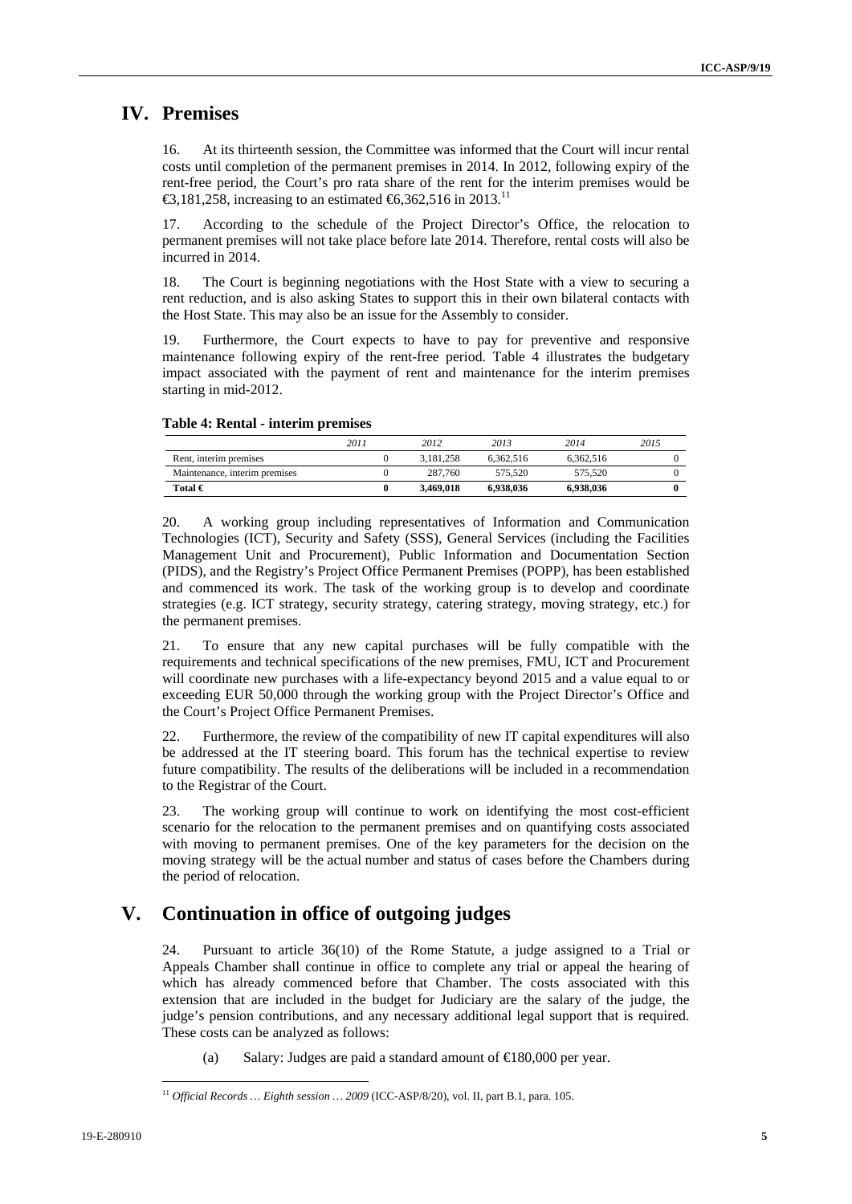# IV. Premises

16. At its thirteenth session, the Committee was informed that the Court will incur rental costs until completion of the permanent premises in 2014. In 2012, following expiry of the rent-free period, the Court's pro rata share of the rent for the interim premises would be €3,181,258, increasing to an estimated €6,362,516 in 2013.[11]

17. According to the schedule of the Project Director's Office, the relocation to permanent premises will not take place before late 2014. Therefore, rental costs will also be incurred in 2014.

18. The Court is beginning negotiations with the Host State with a view to securing a rent reduction, and is also asking States to support this in their own bilateral contacts with the Host State. This may also be an issue for the Assembly to consider.

19. Furthermore, the Court expects to have to pay for preventive and responsive maintenance following expiry of the rent-free period. Table 4 illustrates the budgetary impact associated with the payment of rent and maintenance for the interim premises starting in mid-2012.

**Table 4: Rental - interim premises**

| | *2011* | *2012* | *2013* | *2014* | *2015* |
|---|---|---|---|---|---|
| Rent, interim premises | 0 | 3,181,258 | 6,362,516 | 6,362,516 | 0 |
| Maintenance, interim premises | 0 | 287,760 | 575,520 | 575,520 | 0 |
| **Total €** | **0** | **3,469,018** | **6,938,036** | **6,938,036** | **0** |

20. A working group including representatives of Information and Communication Technologies (ICT), Security and Safety (SSS), General Services (including the Facilities Management Unit and Procurement), Public Information and Documentation Section (PIDS), and the Registry's Project Office Permanent Premises (POPP), has been established and commenced its work. The task of the working group is to develop and coordinate strategies (e.g. ICT strategy, security strategy, catering strategy, moving strategy, etc.) for the permanent premises.

21. To ensure that any new capital purchases will be fully compatible with the requirements and technical specifications of the new premises, FMU, ICT and Procurement will coordinate new purchases with a life-expectancy beyond 2015 and a value equal to or exceeding EUR 50,000 through the working group with the Project Director's Office and the Court's Project Office Permanent Premises.

22. Furthermore, the review of the compatibility of new IT capital expenditures will also be addressed at the IT steering board. This forum has the technical expertise to review future compatibility. The results of the deliberations will be included in a recommendation to the Registrar of the Court.

23. The working group will continue to work on identifying the most cost-efficient scenario for the relocation to the permanent premises and on quantifying costs associated with moving to permanent premises. One of the key parameters for the decision on the moving strategy will be the actual number and status of cases before the Chambers during the period of relocation.

# V. Continuation in office of outgoing judges

24. Pursuant to article 36(10) of the Rome Statute, a judge assigned to a Trial or Appeals Chamber shall continue in office to complete any trial or appeal the hearing of which has already commenced before that Chamber. The costs associated with this extension that are included in the budget for Judiciary are the salary of the judge, the judge's pension contributions, and any necessary additional legal support that is required. These costs can be analyzed as follows:

(a) Salary: Judges are paid a standard amount of €180,000 per year.

---

[11] *Official Records … Eighth session … 2009* (ICC-ASP/8/20), vol. II, part B.1, para. 105.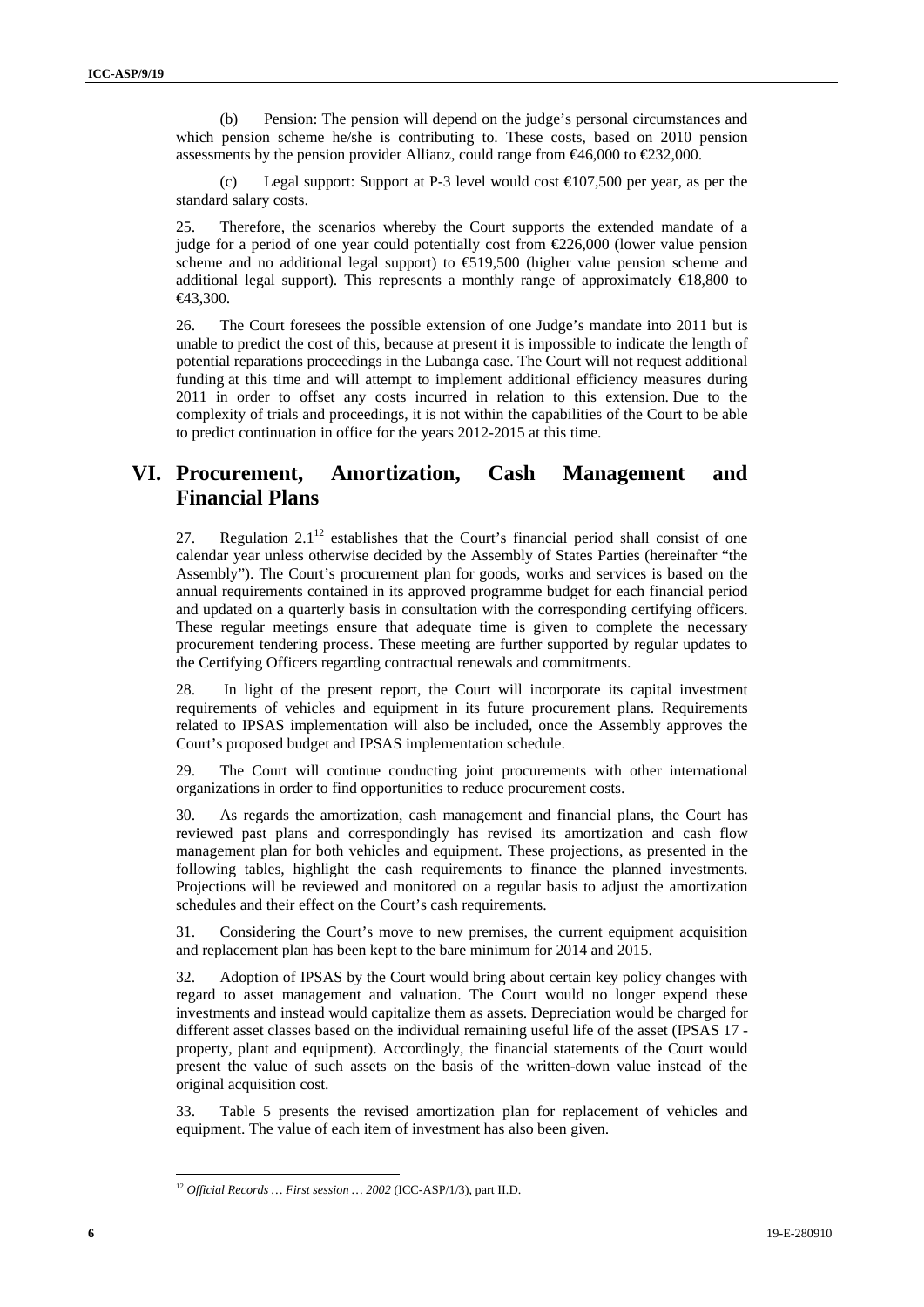(b) Pension: The pension will depend on the judge's personal circumstances and which pension scheme he/she is contributing to. These costs, based on 2010 pension assessments by the pension provider Allianz, could range from €46,000 to €232,000.

(c) Legal support: Support at P-3 level would cost €107,500 per year, as per the standard salary costs.

25. Therefore, the scenarios whereby the Court supports the extended mandate of a judge for a period of one year could potentially cost from €226,000 (lower value pension scheme and no additional legal support) to €519,500 (higher value pension scheme and additional legal support). This represents a monthly range of approximately €18,800 to €43,300.

26. The Court foresees the possible extension of one Judge's mandate into 2011 but is unable to predict the cost of this, because at present it is impossible to indicate the length of potential reparations proceedings in the Lubanga case. The Court will not request additional funding at this time and will attempt to implement additional efficiency measures during 2011 in order to offset any costs incurred in relation to this extension. Due to the complexity of trials and proceedings, it is not within the capabilities of the Court to be able to predict continuation in office for the years 2012-2015 at this time.

# VI. Procurement, Amortization, Cash Management and Financial Plans

27. Regulation 2.1[12] establishes that the Court's financial period shall consist of one calendar year unless otherwise decided by the Assembly of States Parties (hereinafter "the Assembly"). The Court's procurement plan for goods, works and services is based on the annual requirements contained in its approved programme budget for each financial period and updated on a quarterly basis in consultation with the corresponding certifying officers. These regular meetings ensure that adequate time is given to complete the necessary procurement tendering process. These meeting are further supported by regular updates to the Certifying Officers regarding contractual renewals and commitments.

28. In light of the present report, the Court will incorporate its capital investment requirements of vehicles and equipment in its future procurement plans. Requirements related to IPSAS implementation will also be included, once the Assembly approves the Court's proposed budget and IPSAS implementation schedule.

29. The Court will continue conducting joint procurements with other international organizations in order to find opportunities to reduce procurement costs.

30. As regards the amortization, cash management and financial plans, the Court has reviewed past plans and correspondingly has revised its amortization and cash flow management plan for both vehicles and equipment. These projections, as presented in the following tables, highlight the cash requirements to finance the planned investments. Projections will be reviewed and monitored on a regular basis to adjust the amortization schedules and their effect on the Court's cash requirements.

31. Considering the Court's move to new premises, the current equipment acquisition and replacement plan has been kept to the bare minimum for 2014 and 2015.

32. Adoption of IPSAS by the Court would bring about certain key policy changes with regard to asset management and valuation. The Court would no longer expend these investments and instead would capitalize them as assets. Depreciation would be charged for different asset classes based on the individual remaining useful life of the asset (IPSAS 17 - property, plant and equipment). Accordingly, the financial statements of the Court would present the value of such assets on the basis of the written-down value instead of the original acquisition cost.

33. Table 5 presents the revised amortization plan for replacement of vehicles and equipment. The value of each item of investment has also been given.

---

[12] *Official Records … First session … 2002* (ICC-ASP/1/3), part II.D.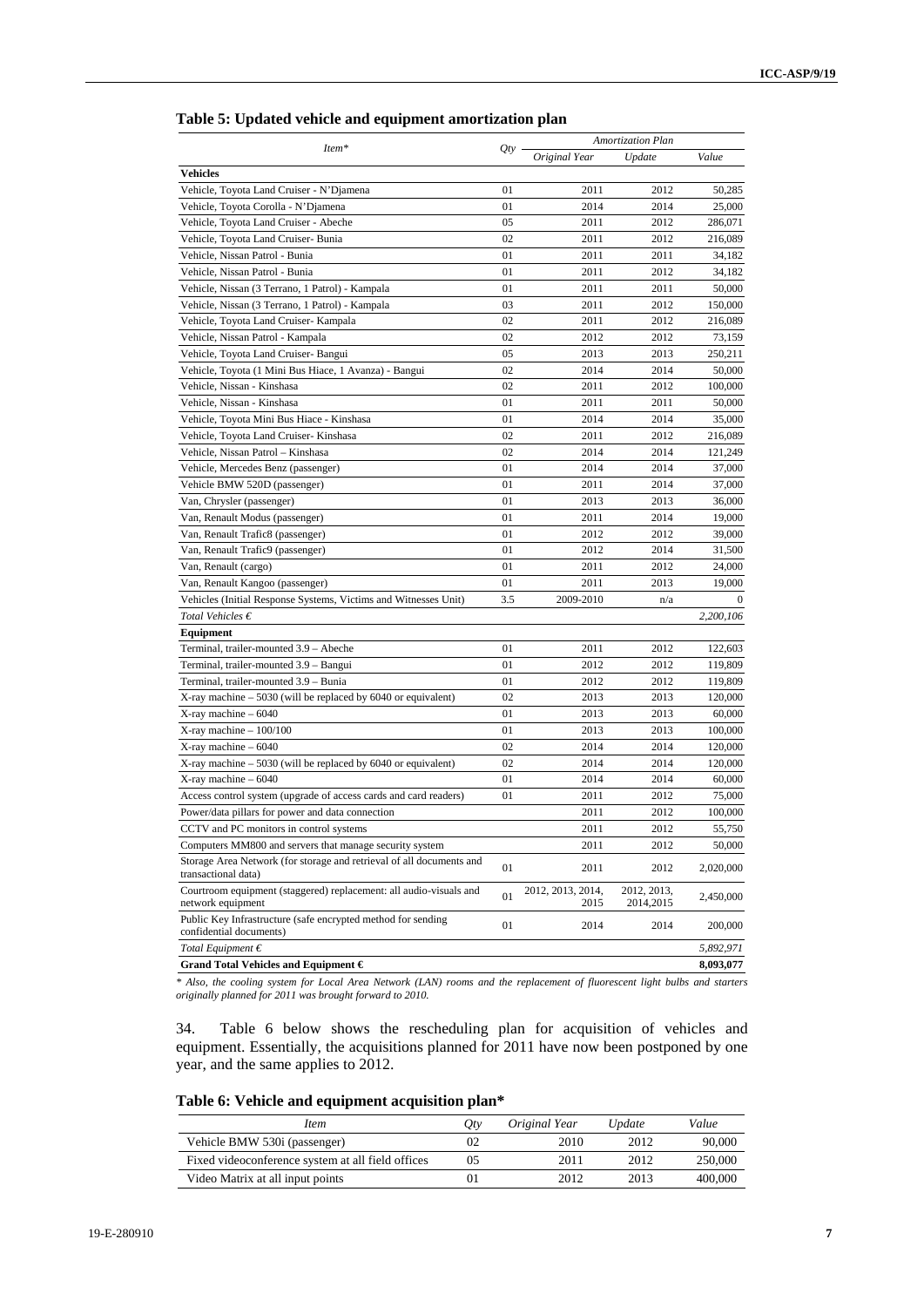**Table 5: Updated vehicle and equipment amortization plan**

| Item* | Qty | Amortization Plan | | |
|---|---|---|---|---|
| | | Original Year | Update | Value |
| **Vehicles** | | | | |
| Vehicle, Toyota Land Cruiser - N'Djamena | 01 | 2011 | 2012 | 50,285 |
| Vehicle, Toyota Corolla - N'Djamena | 01 | 2014 | 2014 | 25,000 |
| Vehicle, Toyota Land Cruiser - Abeche | 05 | 2011 | 2012 | 286,071 |
| Vehicle, Toyota Land Cruiser- Bunia | 02 | 2011 | 2012 | 216,089 |
| Vehicle, Nissan Patrol - Bunia | 01 | 2011 | 2011 | 34,182 |
| Vehicle, Nissan Patrol - Bunia | 01 | 2011 | 2012 | 34,182 |
| Vehicle, Nissan (3 Terrano, 1 Patrol) - Kampala | 01 | 2011 | 2011 | 50,000 |
| Vehicle, Nissan (3 Terrano, 1 Patrol) - Kampala | 03 | 2011 | 2012 | 150,000 |
| Vehicle, Toyota Land Cruiser- Kampala | 02 | 2011 | 2012 | 216,089 |
| Vehicle, Nissan Patrol - Kampala | 02 | 2012 | 2012 | 73,159 |
| Vehicle, Toyota Land Cruiser- Bangui | 05 | 2013 | 2013 | 250,211 |
| Vehicle, Toyota (1 Mini Bus Hiace, 1 Avanza) - Bangui | 02 | 2014 | 2014 | 50,000 |
| Vehicle, Nissan - Kinshasa | 02 | 2011 | 2012 | 100,000 |
| Vehicle, Nissan - Kinshasa | 01 | 2011 | 2011 | 50,000 |
| Vehicle, Toyota Mini Bus Hiace - Kinshasa | 01 | 2014 | 2014 | 35,000 |
| Vehicle, Toyota Land Cruiser- Kinshasa | 02 | 2011 | 2012 | 216,089 |
| Vehicle, Nissan Patrol – Kinshasa | 02 | 2014 | 2014 | 121,249 |
| Vehicle, Mercedes Benz (passenger) | 01 | 2014 | 2014 | 37,000 |
| Vehicle BMW 520D (passenger) | 01 | 2011 | 2014 | 37,000 |
| Van, Chrysler (passenger) | 01 | 2013 | 2013 | 36,000 |
| Van, Renault Modus (passenger) | 01 | 2011 | 2014 | 19,000 |
| Van, Renault Trafic8 (passenger) | 01 | 2012 | 2012 | 39,000 |
| Van, Renault Trafic9 (passenger) | 01 | 2012 | 2014 | 31,500 |
| Van, Renault (cargo) | 01 | 2011 | 2012 | 24,000 |
| Van, Renault Kangoo (passenger) | 01 | 2011 | 2013 | 19,000 |
| Vehicles (Initial Response Systems, Victims and Witnesses Unit) | 3.5 | 2009-2010 | n/a | 0 |
| *Total Vehicles €* | | | | *2,200,106* |
| **Equipment** | | | | |
| Terminal, trailer-mounted 3.9 – Abeche | 01 | 2011 | 2012 | 122,603 |
| Terminal, trailer-mounted 3.9 – Bangui | 01 | 2012 | 2012 | 119,809 |
| Terminal, trailer-mounted 3.9 – Bunia | 01 | 2012 | 2012 | 119,809 |
| X-ray machine – 5030 (will be replaced by 6040 or equivalent) | 02 | 2013 | 2013 | 120,000 |
| X-ray machine – 6040 | 01 | 2013 | 2013 | 60,000 |
| X-ray machine – 100/100 | 01 | 2013 | 2013 | 100,000 |
| X-ray machine – 6040 | 02 | 2014 | 2014 | 120,000 |
| X-ray machine – 5030 (will be replaced by 6040 or equivalent) | 02 | 2014 | 2014 | 120,000 |
| X-ray machine – 6040 | 01 | 2014 | 2014 | 60,000 |
| Access control system (upgrade of access cards and card readers) | 01 | 2011 | 2012 | 75,000 |
| Power/data pillars for power and data connection | | 2011 | 2012 | 100,000 |
| CCTV and PC monitors in control systems | | 2011 | 2012 | 55,750 |
| Computers MM800 and servers that manage security system | | 2011 | 2012 | 50,000 |
| Storage Area Network (for storage and retrieval of all documents and transactional data) | 01 | 2011 | 2012 | 2,020,000 |
| Courtroom equipment (staggered) replacement: all audio-visuals and network equipment | 01 | 2012, 2013, 2014, 2015 | 2012, 2013, 2014,2015 | 2,450,000 |
| Public Key Infrastructure (safe encrypted method for sending confidential documents) | 01 | 2014 | 2014 | 200,000 |
| *Total Equipment €* | | | | *5,892,971* |
| **Grand Total Vehicles and Equipment €** | | | | **8,093,077** |

*\* Also, the cooling system for Local Area Network (LAN) rooms and the replacement of fluorescent light bulbs and starters originally planned for 2011 was brought forward to 2010.*

34. Table 6 below shows the rescheduling plan for acquisition of vehicles and equipment. Essentially, the acquisitions planned for 2011 have now been postponed by one year, and the same applies to 2012.

**Table 6: Vehicle and equipment acquisition plan***

| Item | Qty | Original Year | Update | Value |
|---|---|---|---|---|
| Vehicle BMW 530i (passenger) | 02 | 2010 | 2012 | 90,000 |
| Fixed videoconference system at all field offices | 05 | 2011 | 2012 | 250,000 |
| Video Matrix at all input points | 01 | 2012 | 2013 | 400,000 |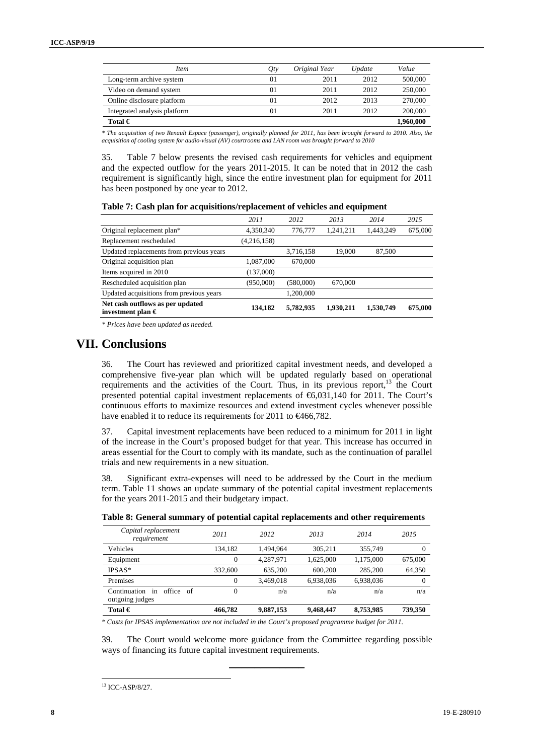| *Item* | *Qty* | *Original Year* | *Update* | *Value* |
|---|---|---|---|---|
| Long-term archive system | 01 | 2011 | 2012 | 500,000 |
| Video on demand system | 01 | 2011 | 2012 | 250,000 |
| Online disclosure platform | 01 | 2012 | 2013 | 270,000 |
| Integrated analysis platform | 01 | 2011 | 2012 | 200,000 |
| **Total €** | | | | **1,960,000** |

*\* The acquisition of two Renault Espace (passenger), originally planned for 2011, has been brought forward to 2010. Also, the acquisition of cooling system for audio-visual (AV) courtrooms and LAN room was brought forward to 2010*

35. Table 7 below presents the revised cash requirements for vehicles and equipment and the expected outflow for the years 2011-2015. It can be noted that in 2012 the cash requirement is significantly high, since the entire investment plan for equipment for 2011 has been postponed by one year to 2012.

**Table 7: Cash plan for acquisitions/replacement of vehicles and equipment**

| | *2011* | *2012* | *2013* | *2014* | *2015* |
|---|---|---|---|---|---|
| Original replacement plan* | 4,350,340 | 776,777 | 1,241,211 | 1,443,249 | 675,000 |
| Replacement rescheduled | (4,216,158) | | | | |
| Updated replacements from previous years | | 3,716,158 | 19,000 | 87,500 | |
| Original acquisition plan | 1,087,000 | 670,000 | | | |
| Items acquired in 2010 | (137,000) | | | | |
| Rescheduled acquisition plan | (950,000) | (580,000) | 670,000 | | |
| Updated acquisitions from previous years | | 1,200,000 | | | |
| **Net cash outflows as per updated investment plan €** | **134,182** | **5,782,935** | **1,930,211** | **1,530,749** | **675,000** |

*\* Prices have been updated as needed.*

# VII. Conclusions

36. The Court has reviewed and prioritized capital investment needs, and developed a comprehensive five-year plan which will be updated regularly based on operational requirements and the activities of the Court. Thus, in its previous report,[13] the Court presented potential capital investment replacements of €6,031,140 for 2011. The Court's continuous efforts to maximize resources and extend investment cycles whenever possible have enabled it to reduce its requirements for 2011 to €466,782.

37. Capital investment replacements have been reduced to a minimum for 2011 in light of the increase in the Court's proposed budget for that year. This increase has occurred in areas essential for the Court to comply with its mandate, such as the continuation of parallel trials and new requirements in a new situation.

38. Significant extra-expenses will need to be addressed by the Court in the medium term. Table 11 shows an update summary of the potential capital investment replacements for the years 2011-2015 and their budgetary impact.

**Table 8: General summary of potential capital replacements and other requirements**

| *Capital replacement requirement* | *2011* | *2012* | *2013* | *2014* | *2015* |
|---|---|---|---|---|---|
| Vehicles | 134,182 | 1,494,964 | 305,211 | 355,749 | 0 |
| Equipment | 0 | 4,287,971 | 1,625,000 | 1,175,000 | 675,000 |
| IPSAS* | 332,600 | 635,200 | 600,200 | 285,200 | 64,350 |
| Premises | 0 | 3,469,018 | 6,938,036 | 6,938,036 | 0 |
| Continuation in office of outgoing judges | 0 | n/a | n/a | n/a | n/a |
| **Total €** | **466,782** | **9,887,153** | **9,468,447** | **8,753,985** | **739,350** |

*\* Costs for IPSAS implementation are not included in the Court's proposed programme budget for 2011.*

39. The Court would welcome more guidance from the Committee regarding possible ways of financing its future capital investment requirements.

---

[13] ICC-ASP/8/27.